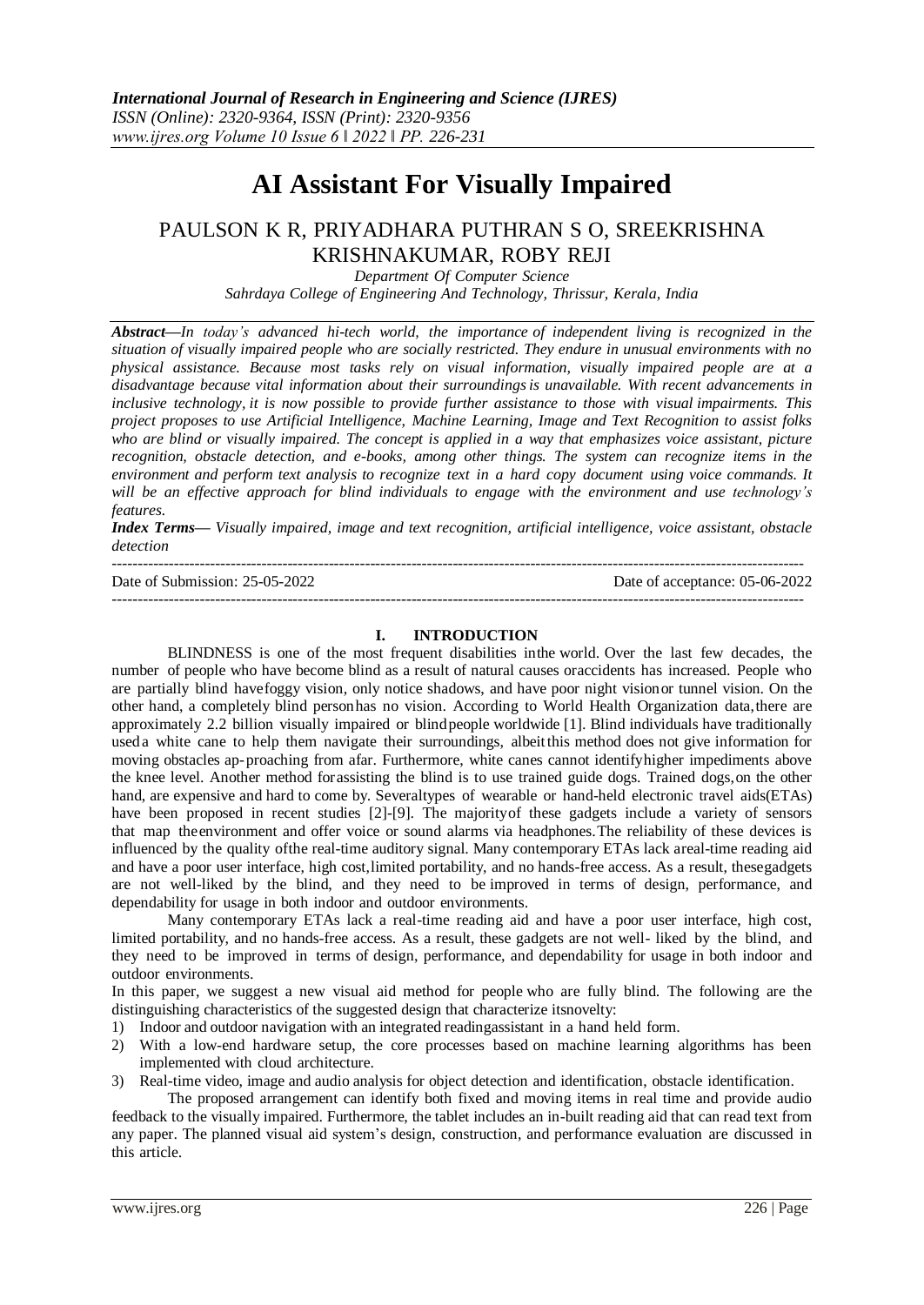# AI Assistant For Visually Impaired

## PAULSON K R, PRIYADHARA PUTHRAN S O, SREEKRISHNA KRISHNAKUMAR, ROBY REJI

*Department Of Computer Science*
*Sahrdaya College of Engineering And Technology, Thrissur, Kerala, India*

***Abstract—****In today's advanced hi-tech world, the importance of independent living is recognized in the situation of visually impaired people who are socially restricted. They endure in unusual environments with no physical assistance. Because most tasks rely on visual information, visually impaired people are at a disadvantage because vital information about their surroundings is unavailable. With recent advancements in inclusive technology, it is now possible to provide further assistance to those with visual impairments. This project proposes to use Artificial Intelligence, Machine Learning, Image and Text Recognition to assist folks who are blind or visually impaired. The concept is applied in a way that emphasizes voice assistant, picture recognition, obstacle detection, and e-books, among other things. The system can recognize items in the environment and perform text analysis to recognize text in a hard copy document using voice commands. It will be an effective approach for blind individuals to engage with the environment and use technology's features.*

***Index Terms—*** *Visually impaired, image and text recognition, artificial intelligence, voice assistant, obstacle detection*

---

Date of Submission: 25-05-2022 Date of acceptance: 05-06-2022

---

## I. INTRODUCTION

BLINDNESS is one of the most frequent disabilities inthe world. Over the last few decades, the number of people who have become blind as a result of natural causes oraccidents has increased. People who are partially blind havefoggy vision, only notice shadows, and have poor night visionor tunnel vision. On the other hand, a completely blind personhas no vision. According to World Health Organization data,there are approximately 2.2 billion visually impaired or blindpeople worldwide [1]. Blind individuals have traditionally useda white cane to help them navigate their surroundings, albeitthis method does not give information for moving obstacles ap-proaching from afar. Furthermore, white canes cannot identifyhigher impediments above the knee level. Another method forassisting the blind is to use trained guide dogs. Trained dogs,on the other hand, are expensive and hard to come by. Severaltypes of wearable or hand-held electronic travel aids(ETAs) have been proposed in recent studies [2]-[9]. The majorityof these gadgets include a variety of sensors that map theenvironment and offer voice or sound alarms via headphones.The reliability of these devices is influenced by the quality ofthe real-time auditory signal. Many contemporary ETAs lack areal-time reading aid and have a poor user interface, high cost,limited portability, and no hands-free access. As a result, thesegadgets are not well-liked by the blind, and they need to be improved in terms of design, performance, and dependability for usage in both indoor and outdoor environments.

Many contemporary ETAs lack a real-time reading aid and have a poor user interface, high cost, limited portability, and no hands-free access. As a result, these gadgets are not well- liked by the blind, and they need to be improved in terms of design, performance, and dependability for usage in both indoor and outdoor environments.

In this paper, we suggest a new visual aid method for people who are fully blind. The following are the distinguishing characteristics of the suggested design that characterize itsnovelty:

1) Indoor and outdoor navigation with an integrated readingassistant in a hand held form.
2) With a low-end hardware setup, the core processes based on machine learning algorithms has been implemented with cloud architecture.
3) Real-time video, image and audio analysis for object detection and identification, obstacle identification.

The proposed arrangement can identify both fixed and moving items in real time and provide audio feedback to the visually impaired. Furthermore, the tablet includes an in-built reading aid that can read text from any paper. The planned visual aid system's design, construction, and performance evaluation are discussed in this article.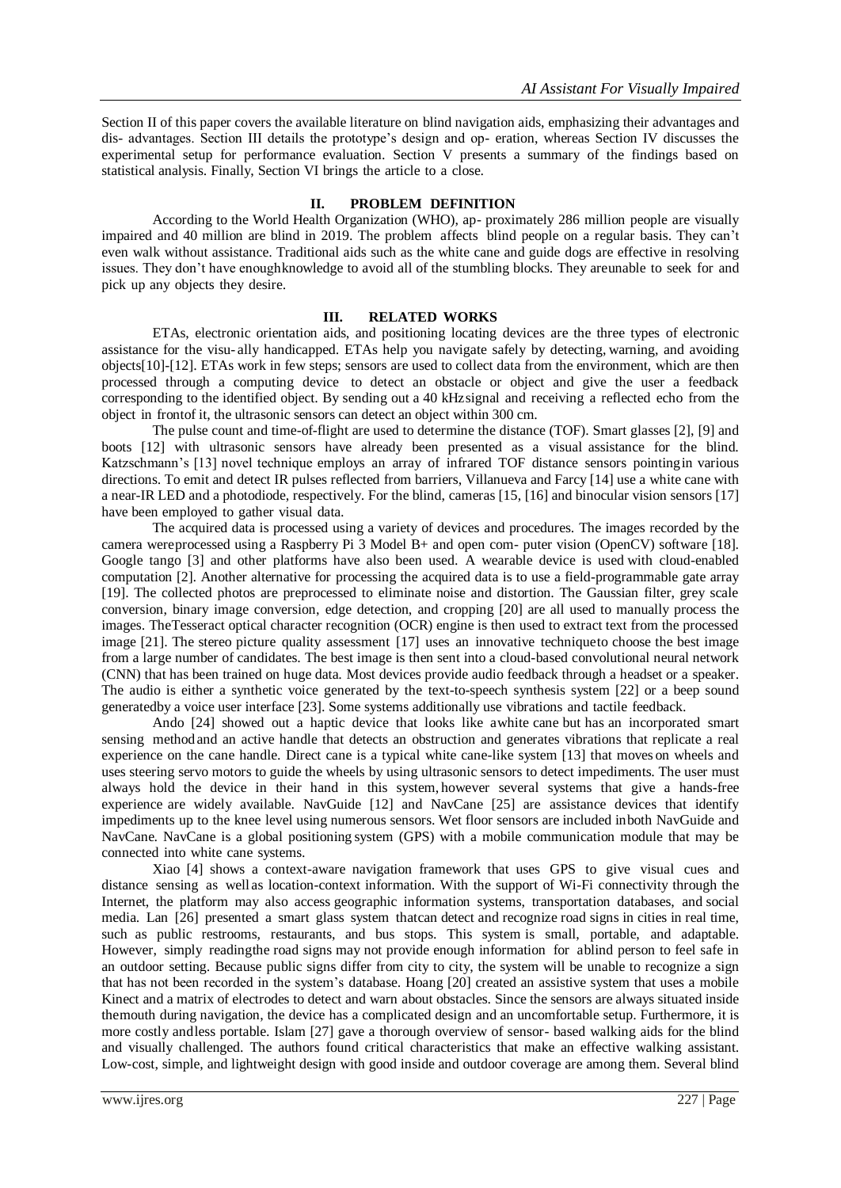Section II of this paper covers the available literature on blind navigation aids, emphasizing their advantages and dis- advantages. Section III details the prototype's design and op- eration, whereas Section IV discusses the experimental setup for performance evaluation. Section V presents a summary of the findings based on statistical analysis. Finally, Section VI brings the article to a close.

## II. PROBLEM DEFINITION

According to the World Health Organization (WHO), ap- proximately 286 million people are visually impaired and 40 million are blind in 2019. The problem affects blind people on a regular basis. They can't even walk without assistance. Traditional aids such as the white cane and guide dogs are effective in resolving issues. They don't have enoughknowledge to avoid all of the stumbling blocks. They areunable to seek for and pick up any objects they desire.

## III. RELATED WORKS

ETAs, electronic orientation aids, and positioning locating devices are the three types of electronic assistance for the visu- ally handicapped. ETAs help you navigate safely by detecting, warning, and avoiding objects[10]-[12]. ETAs work in few steps; sensors are used to collect data from the environment, which are then processed through a computing device to detect an obstacle or object and give the user a feedback corresponding to the identified object. By sending out a 40 kHzsignal and receiving a reflected echo from the object in frontof it, the ultrasonic sensors can detect an object within 300 cm.

The pulse count and time-of-flight are used to determine the distance (TOF). Smart glasses [2], [9] and boots [12] with ultrasonic sensors have already been presented as a visual assistance for the blind. Katzschmann's [13] novel technique employs an array of infrared TOF distance sensors pointingin various directions. To emit and detect IR pulses reflected from barriers, Villanueva and Farcy [14] use a white cane with a near-IR LED and a photodiode, respectively. For the blind, cameras [15, 16] and binocular vision sensors [17] have been employed to gather visual data.

The acquired data is processed using a variety of devices and procedures. The images recorded by the camera wereprocessed using a Raspberry Pi 3 Model B+ and open com- puter vision (OpenCV) software [18]. Google tango [3] and other platforms have also been used. A wearable device is used with cloud-enabled computation [2]. Another alternative for processing the acquired data is to use a field-programmable gate array [19]. The collected photos are preprocessed to eliminate noise and distortion. The Gaussian filter, grey scale conversion, binary image conversion, edge detection, and cropping [20] are all used to manually process the images. TheTesseract optical character recognition (OCR) engine is then used to extract text from the processed image [21]. The stereo picture quality assessment [17] uses an innovative techniqueto choose the best image from a large number of candidates. The best image is then sent into a cloud-based convolutional neural network (CNN) that has been trained on huge data. Most devices provide audio feedback through a headset or a speaker. The audio is either a synthetic voice generated by the text-to-speech synthesis system [22] or a beep sound generatedby a voice user interface [23]. Some systems additionally use vibrations and tactile feedback.

Ando [24] showed out a haptic device that looks like awhite cane but has an incorporated smart sensing methodand an active handle that detects an obstruction and generates vibrations that replicate a real experience on the cane handle. Direct cane is a typical white cane-like system [13] that moves on wheels and uses steering servo motors to guide the wheels by using ultrasonic sensors to detect impediments. The user must always hold the device in their hand in this system, however several systems that give a hands-free experience are widely available. NavGuide [12] and NavCane [25] are assistance devices that identify impediments up to the knee level using numerous sensors. Wet floor sensors are included inboth NavGuide and NavCane. NavCane is a global positioning system (GPS) with a mobile communication module that may be connected into white cane systems.

Xiao [4] shows a context-aware navigation framework that uses GPS to give visual cues and distance sensing as well as location-context information. With the support of Wi-Fi connectivity through the Internet, the platform may also access geographic information systems, transportation databases, and social media. Lan [26] presented a smart glass system thatcan detect and recognize road signs in cities in real time, such as public restrooms, restaurants, and bus stops. This system is small, portable, and adaptable. However, simply readingthe road signs may not provide enough information for ablind person to feel safe in an outdoor setting. Because public signs differ from city to city, the system will be unable to recognize a sign that has not been recorded in the system's database. Hoang [20] created an assistive system that uses a mobile Kinect and a matrix of electrodes to detect and warn about obstacles. Since the sensors are always situated inside themouth during navigation, the device has a complicated design and an uncomfortable setup. Furthermore, it is more costly andless portable. Islam [27] gave a thorough overview of sensor- based walking aids for the blind and visually challenged. The authors found critical characteristics that make an effective walking assistant. Low-cost, simple, and lightweight design with good inside and outdoor coverage are among them. Several blind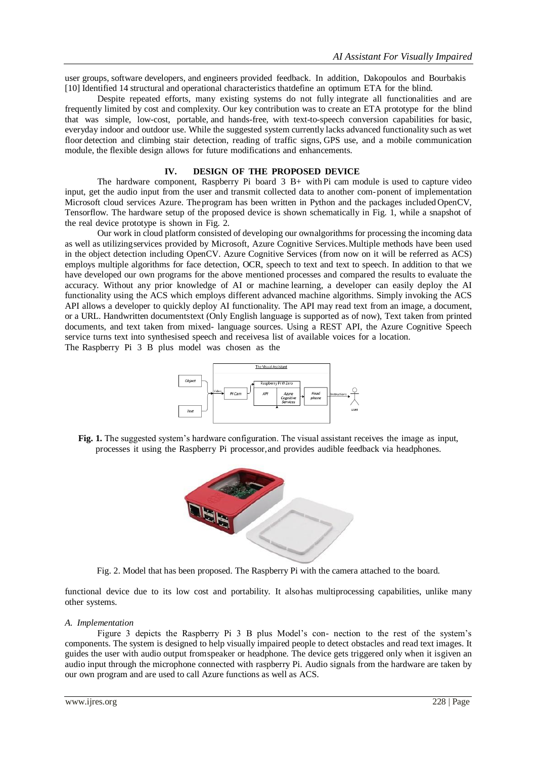user groups, software developers, and engineers provided feedback. In addition, Dakopoulos and Bourbakis [10] Identified 14 structural and operational characteristics thatdefine an optimum ETA for the blind.

Despite repeated efforts, many existing systems do not fully integrate all functionalities and are frequently limited by cost and complexity. Our key contribution was to create an ETA prototype for the blind that was simple, low-cost, portable, and hands-free, with text-to-speech conversion capabilities for basic, everyday indoor and outdoor use. While the suggested system currently lacks advanced functionality such as wet floor detection and climbing stair detection, reading of traffic signs, GPS use, and a mobile communication module, the flexible design allows for future modifications and enhancements.

## IV. DESIGN OF THE PROPOSED DEVICE

The hardware component, Raspberry Pi board 3 B+ with Pi cam module is used to capture video input, get the audio input from the user and transmit collected data to another com-ponent of implementation Microsoft cloud services Azure. The program has been written in Python and the packages included OpenCV, Tensorflow. The hardware setup of the proposed device is shown schematically in Fig. 1, while a snapshot of the real device prototype is shown in Fig. 2.

Our work in cloud platform consisted of developing our ownalgorithms for processing the incoming data as well as utilizingservices provided by Microsoft, Azure Cognitive Services.Multiple methods have been used in the object detection including OpenCV. Azure Cognitive Services (from now on it will be referred as ACS) employs multiple algorithms for face detection, OCR, speech to text and text to speech. In addition to that we have developed our own programs for the above mentioned processes and compared the results to evaluate the accuracy. Without any prior knowledge of AI or machine learning, a developer can easily deploy the AI functionality using the ACS which employs different advanced machine algorithms. Simply invoking the ACS API allows a developer to quickly deploy AI functionality. The API may read text from an image, a document, or a URL. Handwritten documentstext (Only English language is supported as of now), Text taken from printed documents, and text taken from mixed- language sources. Using a REST API, the Azure Cognitive Speech service turns text into synthesised speech and receivesa list of available voices for a location.

The Raspberry Pi 3 B plus model was chosen as the functional device due to its low cost and portability. It alsohas multiprocessing capabilities, unlike many other systems.

**Fig. 1.** The suggested system's hardware configuration. The visual assistant receives the image as input, processes it using the Raspberry Pi processor,and provides audible feedback via headphones.

Fig. 2. Model that has been proposed. The Raspberry Pi with the camera attached to the board.

### *A. Implementation*

Figure 3 depicts the Raspberry Pi 3 B plus Model's con- nection to the rest of the system's components. The system is designed to help visually impaired people to detect obstacles and read text images. It guides the user with audio output fromspeaker or headphone. The device gets triggered only when it isgiven an audio input through the microphone connected with raspberry Pi. Audio signals from the hardware are taken by our own program and are used to call Azure functions as well as ACS.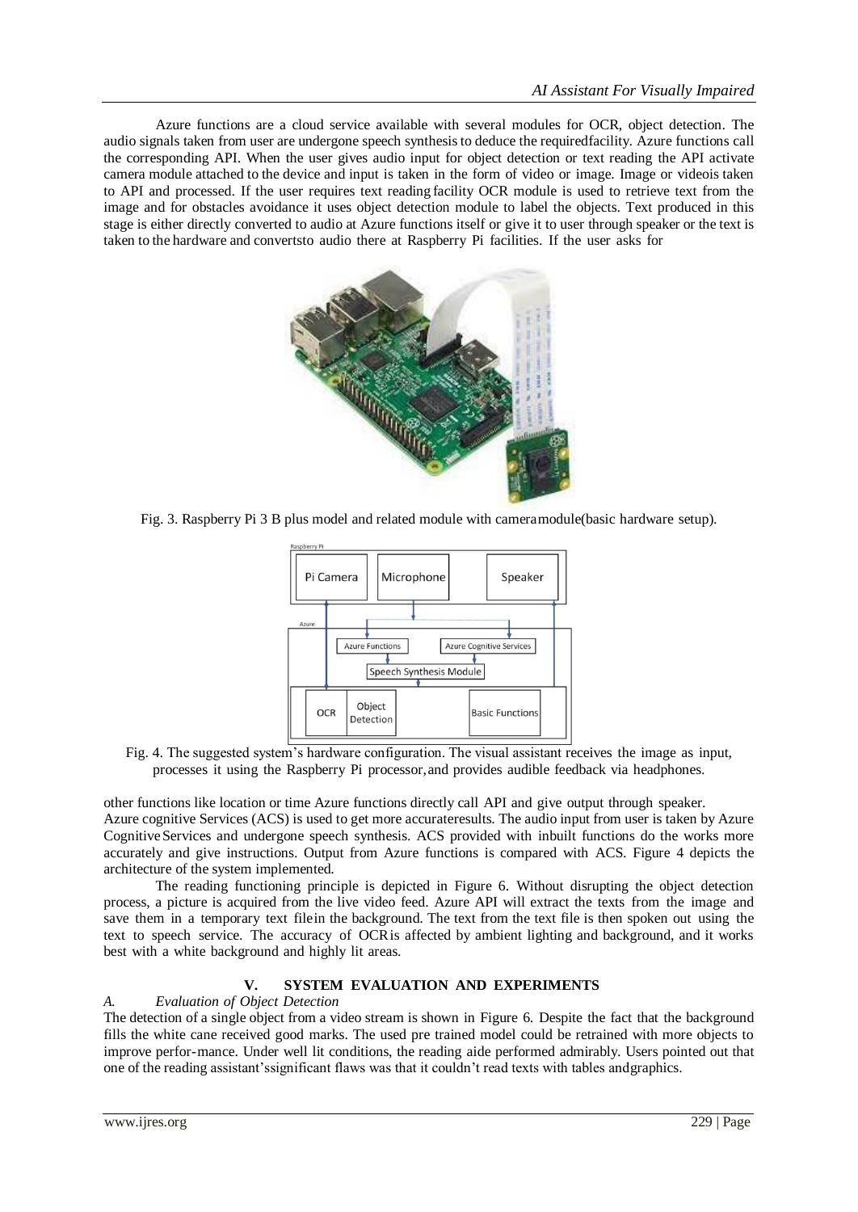Azure functions are a cloud service available with several modules for OCR, object detection. The audio signals taken from user are undergone speech synthesis to deduce the requiredfacility. Azure functions call the corresponding API. When the user gives audio input for object detection or text reading the API activate camera module attached to the device and input is taken in the form of video or image. Image or videois taken to API and processed. If the user requires text reading facility OCR module is used to retrieve text from the image and for obstacles avoidance it uses object detection module to label the objects. Text produced in this stage is either directly converted to audio at Azure functions itself or give it to user through speaker or the text is taken to the hardware and convertsto audio there at Raspberry Pi facilities. If the user asks for

Fig. 3. Raspberry Pi 3 B plus model and related module with cameramodule(basic hardware setup).

Fig. 4. The suggested system's hardware configuration. The visual assistant receives the image as input, processes it using the Raspberry Pi processor,and provides audible feedback via headphones.

other functions like location or time Azure functions directly call API and give output through speaker. Azure cognitive Services (ACS) is used to get more accurateresults. The audio input from user is taken by Azure Cognitive Services and undergone speech synthesis. ACS provided with inbuilt functions do the works more accurately and give instructions. Output from Azure functions is compared with ACS. Figure 4 depicts the architecture of the system implemented.

The reading functioning principle is depicted in Figure 6. Without disrupting the object detection process, a picture is acquired from the live video feed. Azure API will extract the texts from the image and save them in a temporary text filein the background. The text from the text file is then spoken out using the text to speech service. The accuracy of OCRis affected by ambient lighting and background, and it works best with a white background and highly lit areas.

## V. SYSTEM EVALUATION AND EXPERIMENTS

### *A. Evaluation of Object Detection*

The detection of a single object from a video stream is shown in Figure 6. Despite the fact that the background fills the white cane received good marks. The used pre trained model could be retrained with more objects to improve perfor-mance. Under well lit conditions, the reading aide performed admirably. Users pointed out that one of the reading assistant'ssignificant flaws was that it couldn't read texts with tables andgraphics.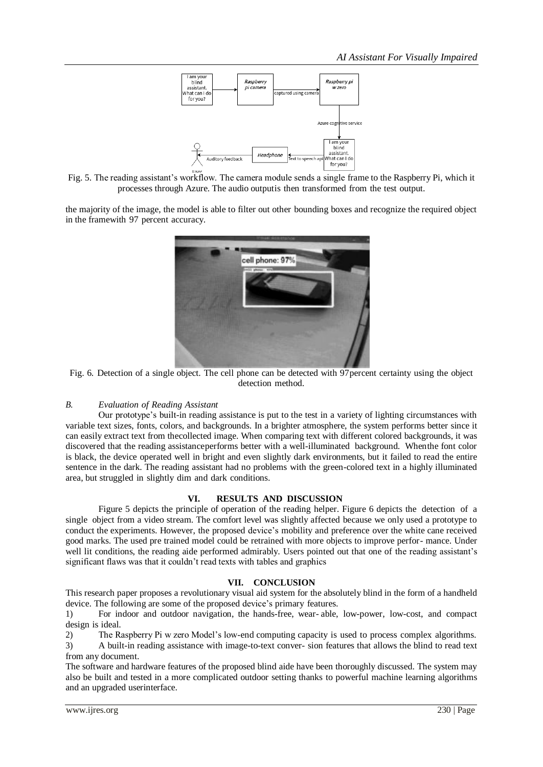Fig. 5. The reading assistant's workflow. The camera module sends a single frame to the Raspberry Pi, which it processes through Azure. The audio outputis then transformed from the test output.

the majority of the image, the model is able to filter out other bounding boxes and recognize the required object in the framewith 97 percent accuracy.

Fig. 6. Detection of a single object. The cell phone can be detected with 97percent certainty using the object detection method.

### *B. Evaluation of Reading Assistant*

Our prototype's built-in reading assistance is put to the test in a variety of lighting circumstances with variable text sizes, fonts, colors, and backgrounds. In a brighter atmosphere, the system performs better since it can easily extract text from thecollected image. When comparing text with different colored backgrounds, it was discovered that the reading assistanceperforms better with a well-illuminated background. Whenthe font color is black, the device operated well in bright and even slightly dark environments, but it failed to read the entire sentence in the dark. The reading assistant had no problems with the green-colored text in a highly illuminated area, but struggled in slightly dim and dark conditions.

## VI. RESULTS AND DISCUSSION

Figure 5 depicts the principle of operation of the reading helper. Figure 6 depicts the detection of a single object from a video stream. The comfort level was slightly affected because we only used a prototype to conduct the experiments. However, the proposed device's mobility and preference over the white cane received good marks. The used pre trained model could be retrained with more objects to improve perfor- mance. Under well lit conditions, the reading aide performed admirably. Users pointed out that one of the reading assistant's significant flaws was that it couldn't read texts with tables and graphics

## VII. CONCLUSION

This research paper proposes a revolutionary visual aid system for the absolutely blind in the form of a handheld device. The following are some of the proposed device's primary features.

1) For indoor and outdoor navigation, the hands-free, wear- able, low-power, low-cost, and compact design is ideal.
2) The Raspberry Pi w zero Model's low-end computing capacity is used to process complex algorithms.
3) A built-in reading assistance with image-to-text conver- sion features that allows the blind to read text from any document.

The software and hardware features of the proposed blind aide have been thoroughly discussed. The system may also be built and tested in a more complicated outdoor setting thanks to powerful machine learning algorithms and an upgraded userinterface.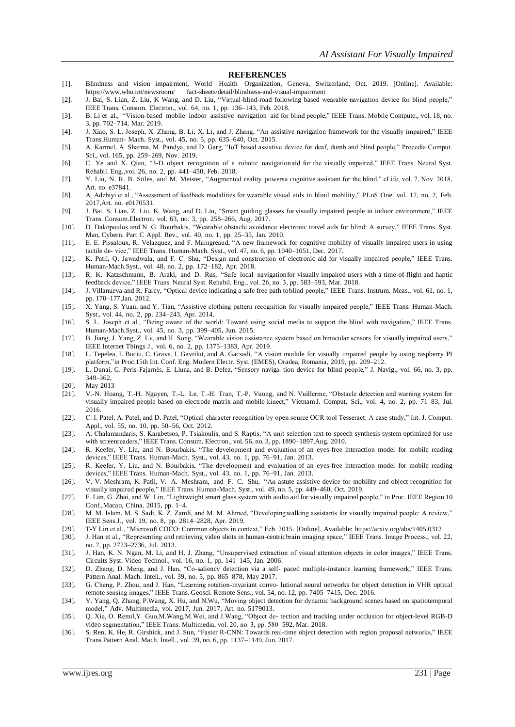## REFERENCES

[1]. Blindness and vision impairment, World Health Organization, Geneva, Switzerland, Oct. 2019. [Online]. Available: https://www.who.int/newsroom/ fact-sheets/detail/blindness-and-visual-impairment

[2]. J. Bai, S. Lian, Z. Liu, K Wang, and D. Liu, "Virtual-blind-road following based wearable navigation device for blind people," IEEE Trans. Consum. Electron., vol. 64, no. 1, pp. 136–143, Feb. 2018.

[3]. B. Li et al., "Vision-based mobile indoor assistive navigation aid for blind people," IEEE Trans. Mobile Compute., vol. 18, no. 3, pp. 702–714, Mar. 2019.

[4]. J. Xiao, S. L. Joseph, X. Zhang, B. Li, X. Li, and J. Zhang, "An assistive navigation framework for the visually impaired," IEEE Trans.Human- Mach. Syst., vol. 45, no. 5, pp. 635–640, Oct. 2015.

[5]. A. Karmel, A. Sharma, M. Pandya, and D. Garg, "IoT based assistive device for deaf, dumb and blind people," Procedia Comput. Sci., vol. 165, pp. 259–269, Nov. 2019.

[6]. C. Ye and X. Qian, "3-D object recognition of a robotic navigationaid for the visually impaired," IEEE Trans. Neural Syst. Rehabil. Eng.,vol. 26, no. 2, pp. 441–450, Feb. 2018.

[7]. Y. Liu, N. R. B. Stiles, and M. Meister, "Augmented reality powersa cognitive assistant for the blind," eLife, vol. 7, Nov. 2018, Art. no. e37841.

[8]. A. Adebiyi et al., "Assessment of feedback modalities for wearable visual aids in blind mobility," PLoS One, vol. 12, no. 2, Feb. 2017,Art. no. e0170531.

[9]. J. Bai, S. Lian, Z. Liu, K. Wang, and D. Liu, "Smart guiding glasses for visually impaired people in indoor environment," IEEE Trans. Consum.Electron. vol. 63, no. 3, pp. 258–266, Aug. 2017.

[10]. D. Dakopoulos and N. G. Bourbakis, "Wearable obstacle avoidance electronic travel aids for blind: A survey," IEEE Trans. Syst. Man, Cybern. Part C Appl. Rev., vol. 40, no. 1, pp. 25–35, Jan. 2010.

[11]. E. E. Pissaloux, R. Velazquez, and F. Maingreaud, "A new framework for cognitive mobility of visually impaired users in using tactile de- vice," IEEE Trans. Human-Mach. Syst., vol. 47, no. 6, pp. 1040–1051, Dec. 2017.

[12]. K. Patil, Q. Jawadwala, and F. C. Shu, "Design and construction of electronic aid for visually impaired people," IEEE Trans. Human-Mach.Syst., vol. 48, no. 2, pp. 172–182, Apr. 2018.

[13]. R. K. Katzschmann, B. Araki, and D. Rus, "Safe local navigationfor visually impaired users with a time-of-flight and haptic feedback device," IEEE Trans. Neural Syst. Rehabil. Eng., vol. 26, no. 3, pp. 583–593, Mar. 2018.

[14]. J. Villanueva and R. Farcy, "Optical device indicating a safe free path toblind people," IEEE Trans. Instrum. Meas., vol. 61, no. 1, pp. 170–177,Jan. 2012.

[15]. X. Yang, S. Yuan, and Y. Tian, "Assistive clothing pattern recognition for visually impaired people," IEEE Trans. Human-Mach. Syst., vol. 44, no. 2, pp. 234–243, Apr. 2014.

[16]. S. L. Joseph et al., "Being aware of the world: Toward using social media to support the blind with navigation," IEEE Trans. Human-Mach.Syst., vol. 45, no. 3, pp. 399–405, Jun. 2015.

[17]. B. Jiang, J. Yang, Z. Lv, and H. Song, "Wearable vision assistance system based on binocular sensors for visually impaired users," IEEE Internet Things J., vol. 6, no. 2, pp. 1375–1383, Apr. 2019.

[18]. L. Tepelea, I. Buciu, C. Grava, I. Gavrilut, and A. Gacsadi, "A vision module for visually impaired people by using raspberry PI platform,"in Proc.15th Int. Conf. Eng. Modern Electr. Syst. (EMES), Oradea, Romania, 2019, pp. 209–212.

[19]. L. Dunai, G. Peris-Fajarnés, E. Lluna, and B. Defez, "Sensory naviga- tion device for blind people," J. Navig., vol. 66, no. 3, pp. 349–362,

[20]. May 2013

[21]. V.-N. Hoang, T.-H. Nguyen, T.-L. Le, T.-H. Tran, T.-P. Vuong, and N. Vuillerme, "Obstacle detection and warning system for visually impaired people based on electrode matrix and mobile kinect," VietnamJ. Comput. Sci., vol. 4, no. 2, pp. 71–83, Jul. 2016.

[22]. C. I. Patel, A. Patel, and D. Patel, "Optical character recognition by open source OCR tool Tesseract: A case study," Int. J. Comput. Appl., vol. 55, no. 10, pp. 50–56, Oct. 2012.

[23]. A. Chalamandaris, S. Karabetsos, P. Tsiakoulis, and S. Raptis, "A unit selection text-to-speech synthesis system optimized for use with screenreaders," IEEE Trans. Consum. Electron., vol. 56, no. 3, pp. 1890–1897,Aug. 2010.

[24]. R. Keefer, Y. Liu, and N. Bourbakis, "The development and evaluation of an eyes-free interaction model for mobile reading devices," IEEE Trans. Human-Mach. Syst., vol. 43, no. 1, pp. 76–91, Jan. 2013.

[25]. R. Keefer, Y. Liu, and N. Bourbakis, "The development and evaluation of an eyes-free interaction model for mobile reading devices," IEEE Trans. Human-Mach. Syst., vol. 43, no. 1, pp. 76–91, Jan. 2013.

[26]. V. V. Meshram, K. Patil, V. A. Meshram, and F. C. Shu, "An astute assistive device for mobility and object recognition for visually impaired people," IEEE Trans. Human-Mach. Syst., vol. 49, no. 5, pp. 449–460, Oct. 2019.

[27]. F. Lan, G. Zhai, and W. Lin, "Lightweight smart glass system with audio aid for visually impaired people," in Proc. IEEE Region 10 Conf.,Macao, China, 2015, pp. 1–4.

[28]. M. M. Islam, M. S. Sadi, K. Z. Zamli, and M. M. Ahmed, "Developingwalking assistants for visually impaired people: A review," IEEE Sens.J., vol. 19, no. 8, pp. 2814–2828, Apr. 2019.

[29]. T-Y Lin et al., "Microsoft COCO: Common objects in context," Feb. 2015. [Online]. Available: https://arxiv.org/abs/1405.0312

[30]. J. Han et al., "Representing and retrieving video shots in human-centricbrain imaging space," IEEE Trans. Image Process., vol. 22, no. 7, pp. 2723–2736, Jul. 2013.

[31]. J. Han, K. N. Ngan, M. Li, and H. J. Zhang, "Unsupervised extraction of visual attention objects in color images," IEEE Trans. Circuits Syst. Video Technol., vol. 16, no. 1, pp. 141–145, Jan. 2006.

[32]. D. Zhang, D. Meng, and J. Han, "Co-saliency detection via a self- paced multiple-instance learning framework," IEEE Trans. Pattern Anal. Mach. Intell., vol. 39, no. 5, pp. 865–878, May 2017.

[33]. G. Cheng, P. Zhou, and J. Han, "Learning rotation-invariant convo- lutional neural networks for object detection in VHR optical remote sensing images," IEEE Trans. Geosci. Remote Sens., vol. 54, no. 12, pp. 7405–7415, Dec. 2016.

[34]. Y. Yang, Q. Zhang, P.Wang, X. Hu, and N.Wu, "Moving object detection for dynamic background scenes based on spatiotemporal model," Adv. Multimedia, vol. 2017, Jun. 2017, Art. no. 5179013.

[35]. Q. Xie, O. Remil,Y. Guo,M.Wang,M.Wei, and J.Wang, "Object de- tection and tracking under occlusion for object-level RGB-D video segmentation," IEEE Trans. Multimedia, vol. 20, no. 3, pp. 580–592, Mar. 2018.

[36]. S. Ren, K. He, R. Girshick, and J. Sun, "Faster R-CNN: Towards real-time object detection with region proposal networks," IEEE Trans.Pattern Anal. Mach. Intell., vol. 39, no. 6, pp. 1137–1149, Jun. 2017.